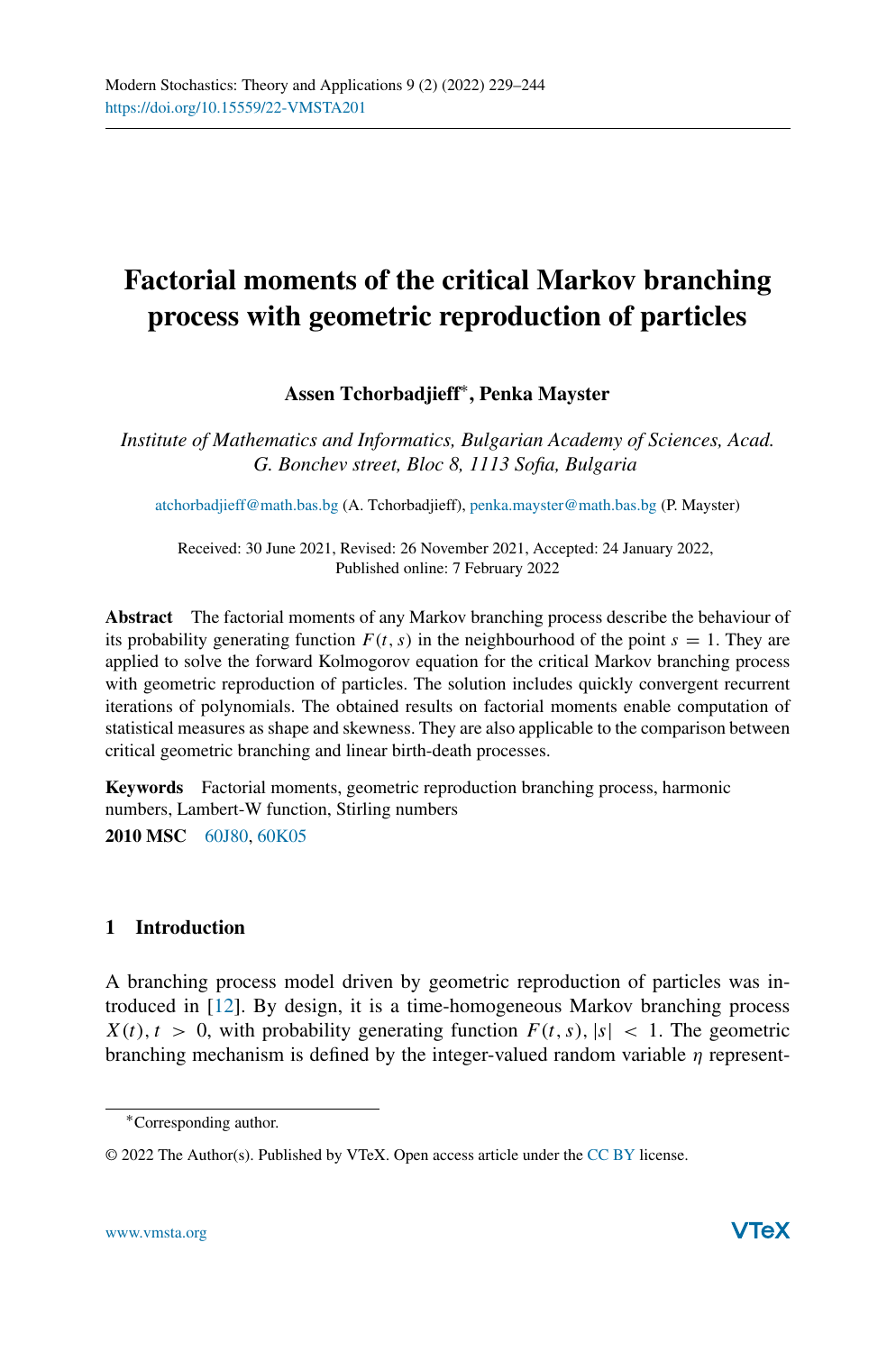# Factorial moments of the critical Markov branching process with geometric reproduction of particles

**Assen Tchorbadjieff***, **Penka Mayster**

*Institute of Mathematics and Informatics, Bulgarian Academy of Sciences, Acad. G. Bonchev street, Bloc 8, 1113 Sofia, Bulgaria*

atchorbadjieff@math.bas.bg (A. Tchorbadjieff), penka.mayster@math.bas.bg (P. Mayster)

Received: 30 June 2021, Revised: 26 November 2021, Accepted: 24 January 2022, Published online: 7 February 2022

**Abstract** The factorial moments of any Markov branching process describe the behaviour of its probability generating function $F(t,s)$ in the neighbourhood of the point $s = 1$. They are applied to solve the forward Kolmogorov equation for the critical Markov branching process with geometric reproduction of particles. The solution includes quickly convergent recurrent iterations of polynomials. The obtained results on factorial moments enable computation of statistical measures as shape and skewness. They are also applicable to the comparison between critical geometric branching and linear birth-death processes.

**Keywords** Factorial moments, geometric reproduction branching process, harmonic numbers, Lambert-W function, Stirling numbers

**2010 MSC** 60J80, 60K05

## 1 Introduction

A branching process model driven by geometric reproduction of particles was introduced in [12]. By design, it is a time-homogeneous Markov branching process $X(t), t > 0$, with probability generating function $F(t,s), |s| < 1$. The geometric branching mechanism is defined by the integer-valued random variable $\eta$ represent-

*Corresponding author.

© 2022 The Author(s). Published by VTeX. Open access article under the CC BY license.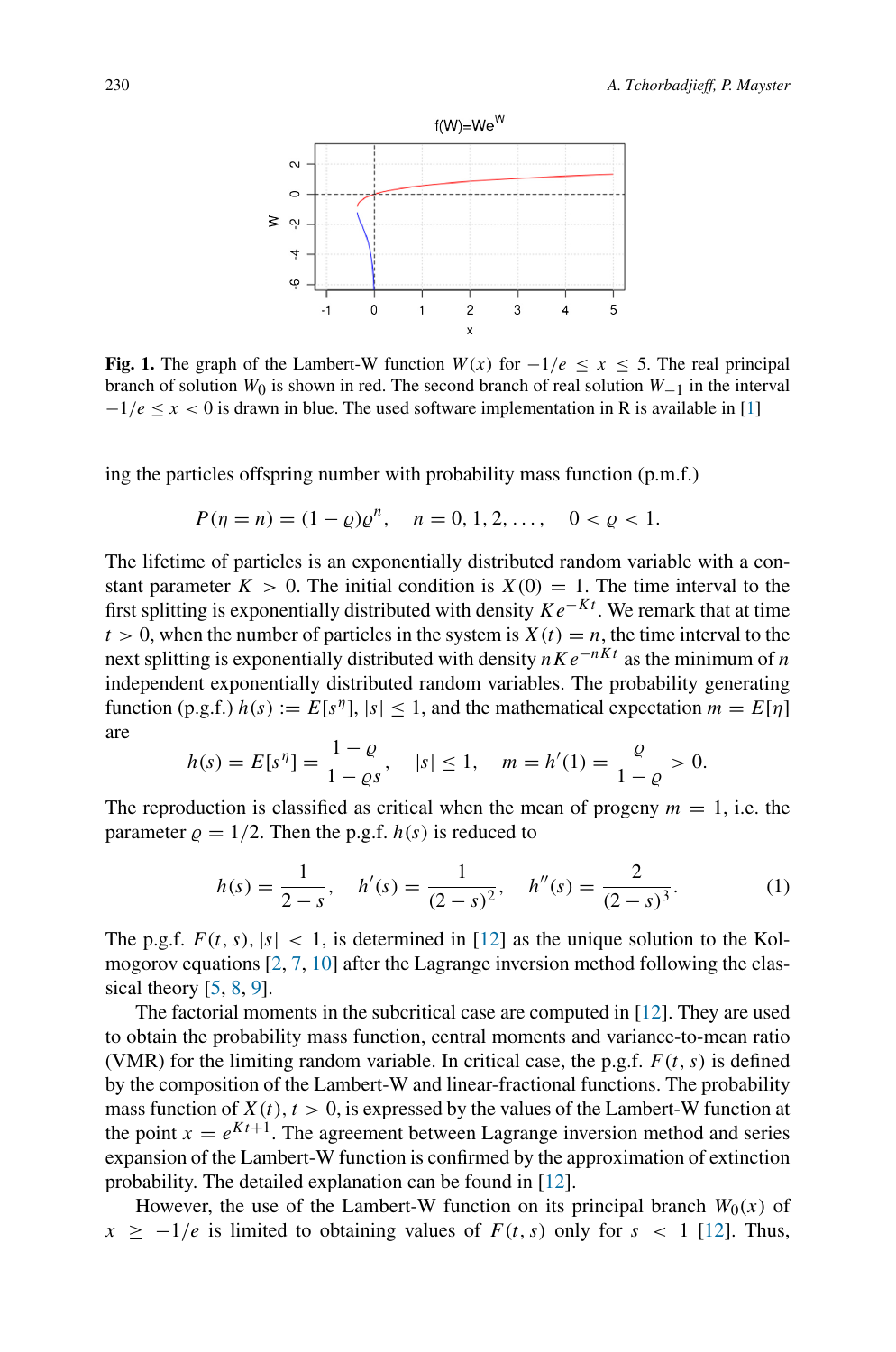**Fig. 1.** The graph of the Lambert-W function $W(x)$ for $-1/e \le x \le 5$. The real principal branch of solution $W_0$ is shown in red. The second branch of real solution $W_{-1}$ in the interval $-1/e \le x < 0$ is drawn in blue. The used software implementation in R is available in [1]

ing the particles offspring number with probability mass function (p.m.f.)

$$P(\eta = n) = (1-\varrho)\varrho^n, \quad n = 0, 1, 2, \ldots, \quad 0 < \varrho < 1.$$

The lifetime of particles is an exponentially distributed random variable with a constant parameter $K > 0$. The initial condition is $X(0) = 1$. The time interval to the first splitting is exponentially distributed with density $Ke^{-Kt}$. We remark that at time $t > 0$, when the number of particles in the system is $X(t) = n$, the time interval to the next splitting is exponentially distributed with density $nKe^{-nKt}$ as the minimum of $n$ independent exponentially distributed random variables. The probability generating function (p.g.f.) $h(s) := E[s^\eta]$, $|s| \le 1$, and the mathematical expectation $m = E[\eta]$ are

$$h(s) = E[s^\eta] = \frac{1-\varrho}{1-\varrho s}, \quad |s| \le 1, \quad m = h'(1) = \frac{\varrho}{1-\varrho} > 0.$$

The reproduction is classified as critical when the mean of progeny $m = 1$, i.e. the parameter $\varrho = 1/2$. Then the p.g.f. $h(s)$ is reduced to

$$h(s) = \frac{1}{2-s}, \quad h'(s) = \frac{1}{(2-s)^2}, \quad h''(s) = \frac{2}{(2-s)^3}. \tag{1}$$

The p.g.f. $F(t, s)$, $|s| < 1$, is determined in [12] as the unique solution to the Kolmogorov equations [2, 7, 10] after the Lagrange inversion method following the classical theory [5, 8, 9].

The factorial moments in the subcritical case are computed in [12]. They are used to obtain the probability mass function, central moments and variance-to-mean ratio (VMR) for the limiting random variable. In critical case, the p.g.f. $F(t, s)$ is defined by the composition of the Lambert-W and linear-fractional functions. The probability mass function of $X(t)$, $t > 0$, is expressed by the values of the Lambert-W function at the point $x = e^{Kt+1}$. The agreement between Lagrange inversion method and series expansion of the Lambert-W function is confirmed by the approximation of extinction probability. The detailed explanation can be found in [12].

However, the use of the Lambert-W function on its principal branch $W_0(x)$ of $x \ge -1/e$ is limited to obtaining values of $F(t, s)$ only for $s < 1$ [12]. Thus,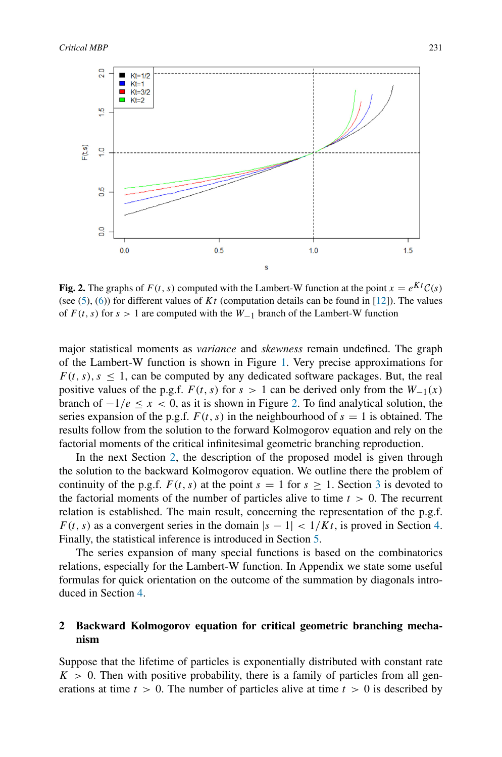**Fig. 2.** The graphs of $F(t, s)$ computed with the Lambert-W function at the point $x = e^{Kt}\mathcal{C}(s)$ (see (5), (6)) for different values of $Kt$ (computation details can be found in [12]). The values of $F(t, s)$ for $s > 1$ are computed with the $W_{-1}$ branch of the Lambert-W function

major statistical moments as *variance* and *skewness* remain undefined. The graph of the Lambert-W function is shown in Figure 1. Very precise approximations for $F(t, s), s \leq 1$, can be computed by any dedicated software packages. But, the real positive values of the p.g.f. $F(t, s)$ for $s > 1$ can be derived only from the $W_{-1}(x)$ branch of $-1/e \leq x < 0$, as it is shown in Figure 2. To find analytical solution, the series expansion of the p.g.f. $F(t, s)$ in the neighbourhood of $s = 1$ is obtained. The results follow from the solution to the forward Kolmogorov equation and rely on the factorial moments of the critical infinitesimal geometric branching reproduction.

In the next Section 2, the description of the proposed model is given through the solution to the backward Kolmogorov equation. We outline there the problem of continuity of the p.g.f. $F(t, s)$ at the point $s = 1$ for $s \geq 1$. Section 3 is devoted to the factorial moments of the number of particles alive to time $t > 0$. The recurrent relation is established. The main result, concerning the representation of the p.g.f. $F(t, s)$ as a convergent series in the domain $|s - 1| < 1/Kt$, is proved in Section 4. Finally, the statistical inference is introduced in Section 5.

The series expansion of many special functions is based on the combinatorics relations, especially for the Lambert-W function. In Appendix we state some useful formulas for quick orientation on the outcome of the summation by diagonals introduced in Section 4.

## 2 Backward Kolmogorov equation for critical geometric branching mechanism

Suppose that the lifetime of particles is exponentially distributed with constant rate $K > 0$. Then with positive probability, there is a family of particles from all generations at time $t > 0$. The number of particles alive at time $t > 0$ is described by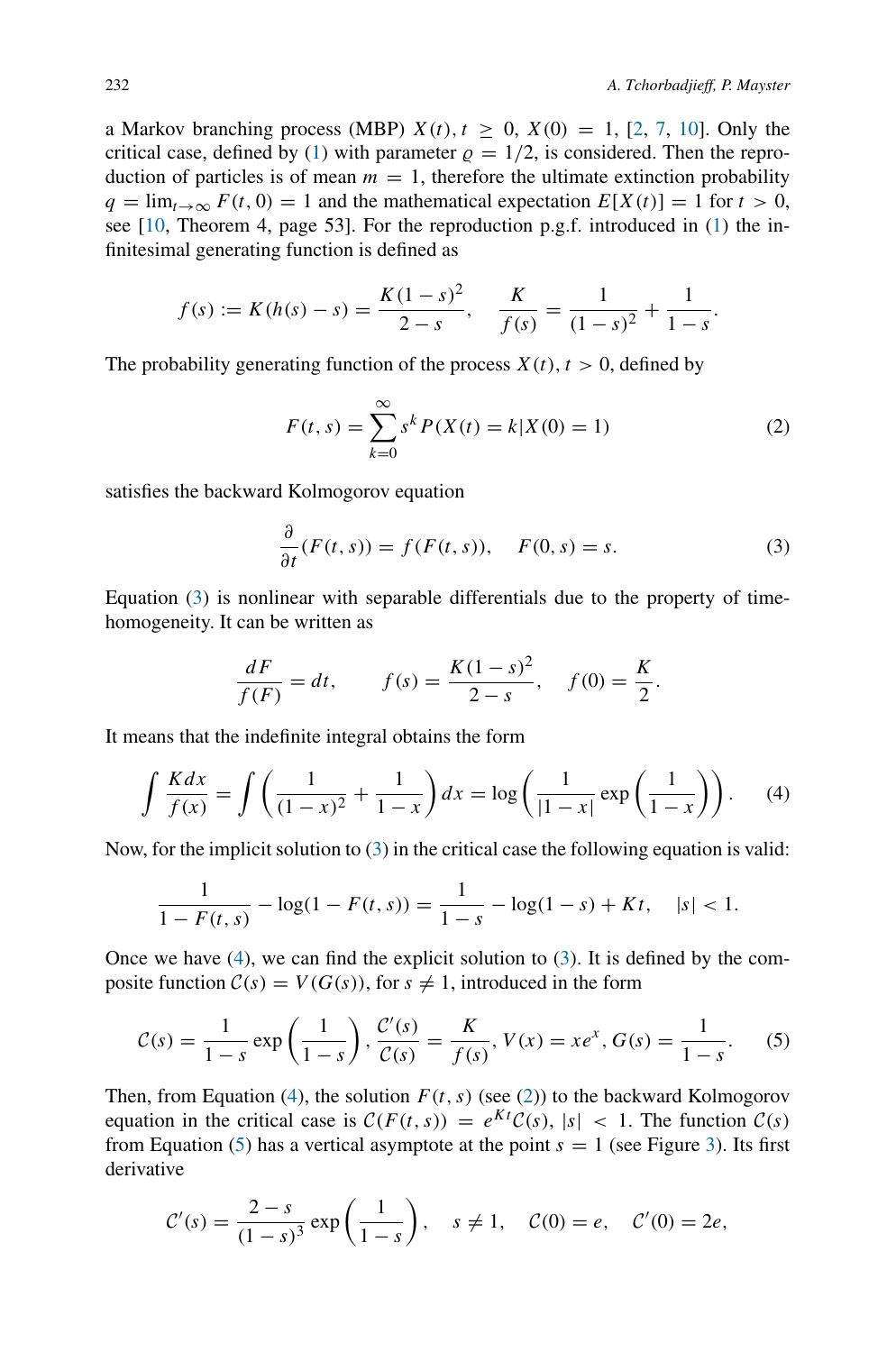a Markov branching process (MBP) $X(t), t \geq 0$, $X(0) = 1$, [2, 7, 10]. Only the critical case, defined by (1) with parameter $\varrho = 1/2$, is considered. Then the reproduction of particles is of mean $m = 1$, therefore the ultimate extinction probability $q = \lim_{t\to\infty} F(t, 0) = 1$ and the mathematical expectation $E[X(t)] = 1$ for $t > 0$, see [10, Theorem 4, page 53]. For the reproduction p.g.f. introduced in (1) the infinitesimal generating function is defined as

$$f(s) := K(h(s) - s) = \frac{K(1-s)^2}{2-s}, \quad \frac{K}{f(s)} = \frac{1}{(1-s)^2} + \frac{1}{1-s}.$$

The probability generating function of the process $X(t)$, $t > 0$, defined by

$$F(t, s) = \sum_{k=0}^{\infty} s^k P(X(t) = k | X(0) = 1) \tag{2}$$

satisfies the backward Kolmogorov equation

$$\frac{\partial}{\partial t}(F(t, s)) = f(F(t, s)), \quad F(0, s) = s. \tag{3}$$

Equation (3) is nonlinear with separable differentials due to the property of time-homogeneity. It can be written as

$$\frac{dF}{f(F)} = dt, \qquad f(s) = \frac{K(1-s)^2}{2-s}, \quad f(0) = \frac{K}{2}.$$

It means that the indefinite integral obtains the form

$$\int \frac{K dx}{f(x)} = \int \left( \frac{1}{(1-x)^2} + \frac{1}{1-x} \right) dx = \log \left( \frac{1}{|1-x|} \exp\left( \frac{1}{1-x} \right) \right). \tag{4}$$

Now, for the implicit solution to (3) in the critical case the following equation is valid:

$$\frac{1}{1 - F(t, s)} - \log(1 - F(t, s)) = \frac{1}{1-s} - \log(1-s) + Kt, \quad |s| < 1.$$

Once we have (4), we can find the explicit solution to (3). It is defined by the composite function $\mathcal{C}(s) = V(G(s))$, for $s \neq 1$, introduced in the form

$$\mathcal{C}(s) = \frac{1}{1-s} \exp\left( \frac{1}{1-s} \right), \frac{\mathcal{C}'(s)}{\mathcal{C}(s)} = \frac{K}{f(s)}, V(x) = xe^x, G(s) = \frac{1}{1-s}. \tag{5}$$

Then, from Equation (4), the solution $F(t, s)$ (see (2)) to the backward Kolmogorov equation in the critical case is $\mathcal{C}(F(t, s)) = e^{Kt}\mathcal{C}(s)$, $|s| < 1$. The function $\mathcal{C}(s)$ from Equation (5) has a vertical asymptote at the point $s = 1$ (see Figure 3). Its first derivative

$$\mathcal{C}'(s) = \frac{2-s}{(1-s)^3} \exp\left( \frac{1}{1-s} \right), \quad s \neq 1, \quad \mathcal{C}(0) = e, \quad \mathcal{C}'(0) = 2e,$$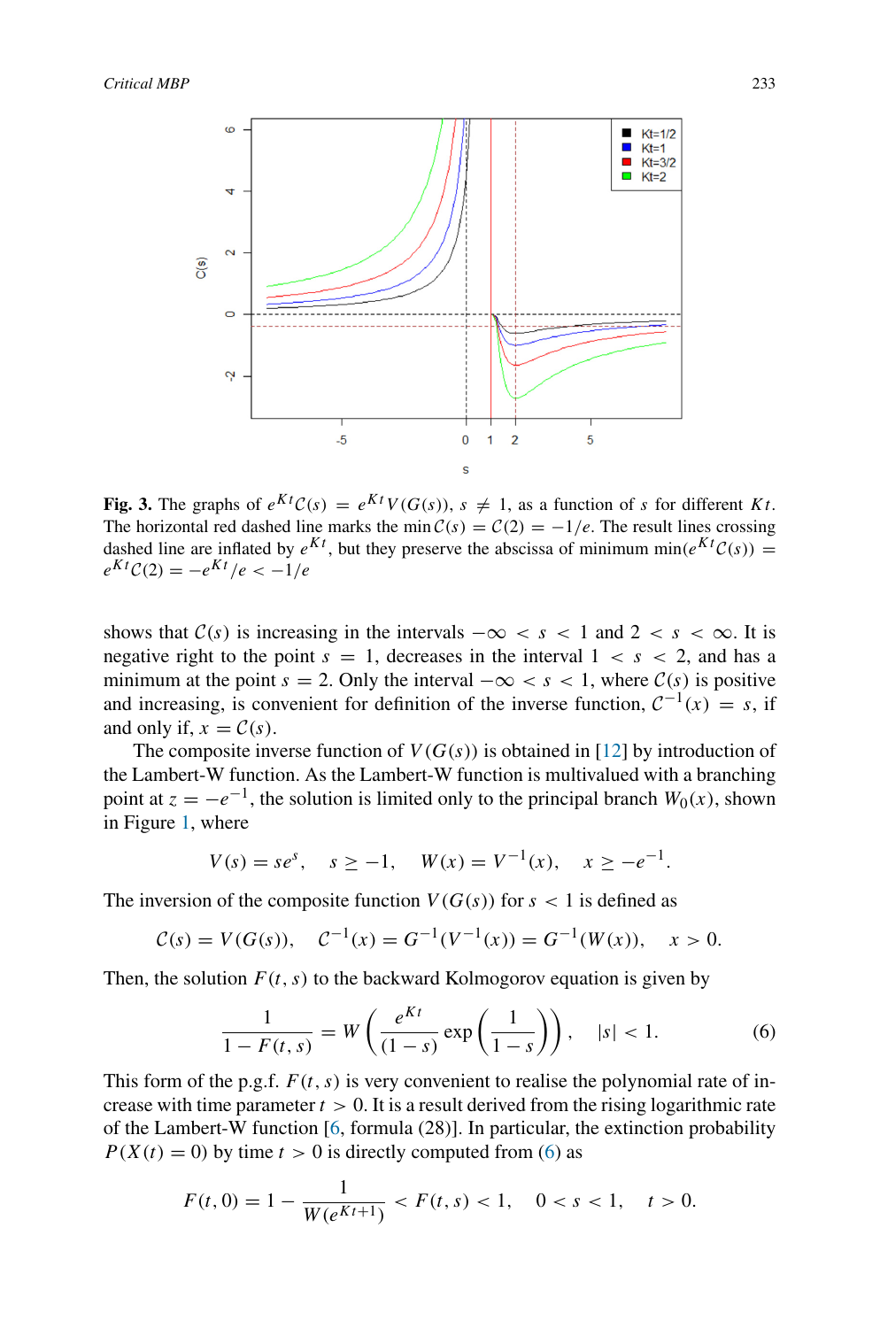**Fig. 3.** The graphs of $e^{Kt}\mathcal{C}(s) = e^{Kt}V(G(s))$, $s \neq 1$, as a function of $s$ for different $Kt$. The horizontal red dashed line marks the $\min \mathcal{C}(s) = \mathcal{C}(2) = -1/e$. The result lines crossing dashed line are inflated by $e^{Kt}$, but they preserve the abscissa of minimum $\min(e^{Kt}\mathcal{C}(s)) = e^{Kt}\mathcal{C}(2) = -e^{Kt}/e < -1/e$

shows that $\mathcal{C}(s)$ is increasing in the intervals $-\infty < s < 1$ and $2 < s < \infty$. It is negative right to the point $s = 1$, decreases in the interval $1 < s < 2$, and has a minimum at the point $s = 2$. Only the interval $-\infty < s < 1$, where $\mathcal{C}(s)$ is positive and increasing, is convenient for definition of the inverse function, $\mathcal{C}^{-1}(x) = s$, if and only if, $x = \mathcal{C}(s)$.

The composite inverse function of $V(G(s))$ is obtained in [12] by introduction of the Lambert-W function. As the Lambert-W function is multivalued with a branching point at $z = -e^{-1}$, the solution is limited only to the principal branch $W_0(x)$, shown in Figure 1, where

$$V(s) = se^s, \quad s \geq -1, \quad W(x) = V^{-1}(x), \quad x \geq -e^{-1}.$$

The inversion of the composite function $V(G(s))$ for $s < 1$ is defined as

$$\mathcal{C}(s) = V(G(s)), \quad \mathcal{C}^{-1}(x) = G^{-1}(V^{-1}(x)) = G^{-1}(W(x)), \quad x > 0.$$

Then, the solution $F(t,s)$ to the backward Kolmogorov equation is given by

$$\frac{1}{1 - F(t,s)} = W\left(\frac{e^{Kt}}{(1-s)} \exp\left(\frac{1}{1-s}\right)\right), \quad |s| < 1. \tag{6}$$

This form of the p.g.f. $F(t,s)$ is very convenient to realise the polynomial rate of increase with time parameter $t > 0$. It is a result derived from the rising logarithmic rate of the Lambert-W function [6, formula (28)]. In particular, the extinction probability $P(X(t) = 0)$ by time $t > 0$ is directly computed from (6) as

$$F(t,0) = 1 - \frac{1}{W(e^{Kt+1})} < F(t,s) < 1, \quad 0 < s < 1, \quad t > 0.$$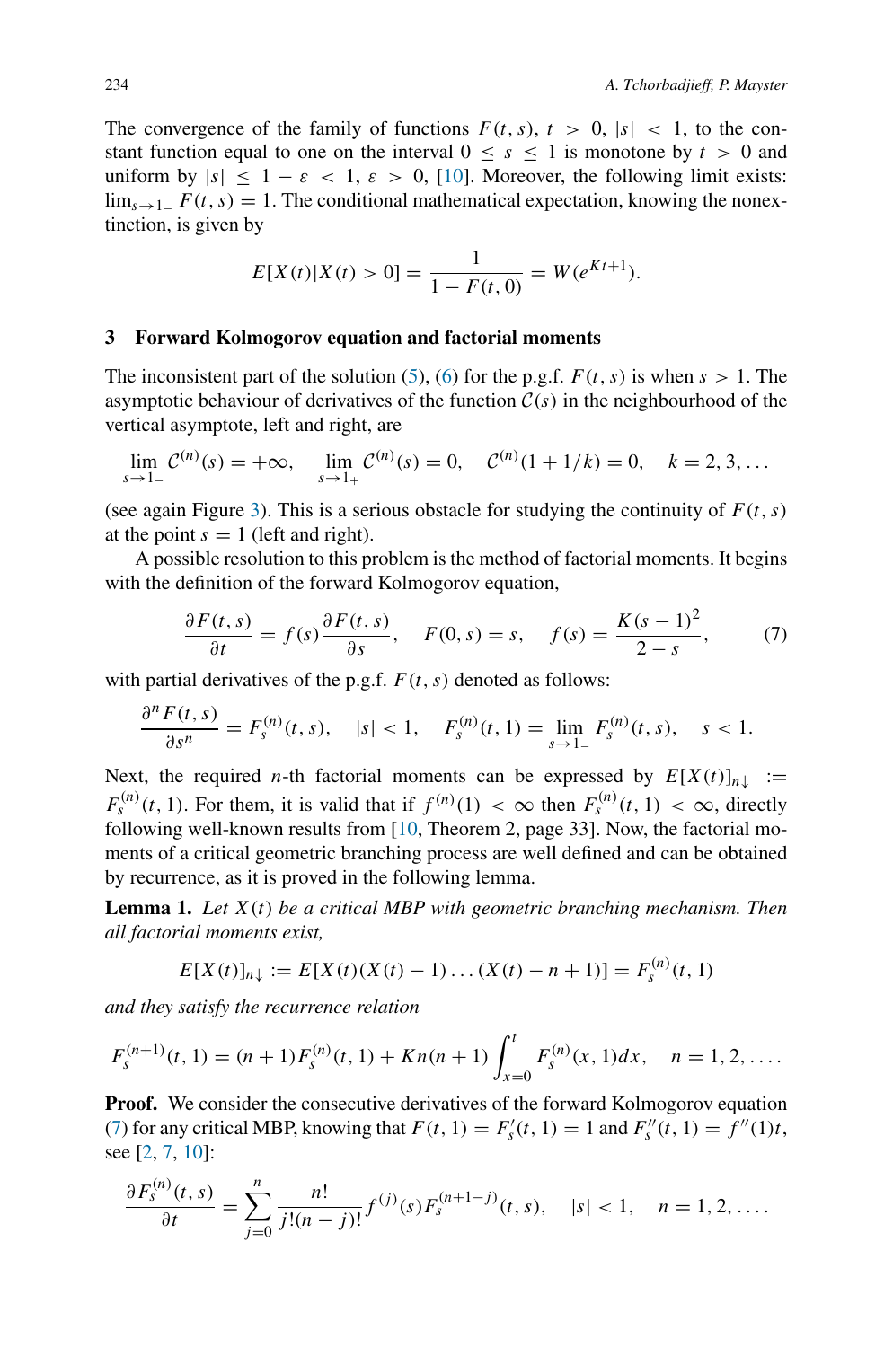The convergence of the family of functions $F(t,s)$, $t > 0$, $|s| < 1$, to the constant function equal to one on the interval $0 \le s \le 1$ is monotone by $t > 0$ and uniform by $|s| \le 1 - \varepsilon < 1$, $\varepsilon > 0$, [10]. Moreover, the following limit exists: $\lim_{s \to 1_-} F(t,s) = 1$. The conditional mathematical expectation, knowing the nonextinction, is given by

$$E[X(t)|X(t) > 0] = \frac{1}{1 - F(t,0)} = W(e^{Kt+1}).$$

## 3 Forward Kolmogorov equation and factorial moments

The inconsistent part of the solution (5), (6) for the p.g.f. $F(t,s)$ is when $s > 1$. The asymptotic behaviour of derivatives of the function $\mathcal{C}(s)$ in the neighbourhood of the vertical asymptote, left and right, are

$$\lim_{s \to 1_-} \mathcal{C}^{(n)}(s) = +\infty, \quad \lim_{s \to 1_+} \mathcal{C}^{(n)}(s) = 0, \quad \mathcal{C}^{(n)}(1 + 1/k) = 0, \quad k = 2, 3, \ldots$$

(see again Figure 3). This is a serious obstacle for studying the continuity of $F(t,s)$ at the point $s = 1$ (left and right).

A possible resolution to this problem is the method of factorial moments. It begins with the definition of the forward Kolmogorov equation,

$$\frac{\partial F(t,s)}{\partial t} = f(s) \frac{\partial F(t,s)}{\partial s}, \quad F(0,s) = s, \quad f(s) = \frac{K(s-1)^2}{2-s}, \tag{7}$$

with partial derivatives of the p.g.f. $F(t,s)$ denoted as follows:

$$\frac{\partial^n F(t,s)}{\partial s^n} = F_s^{(n)}(t,s), \quad |s| < 1, \quad F_s^{(n)}(t,1) = \lim_{s \to 1_-} F_s^{(n)}(t,s), \quad s < 1.$$

Next, the required $n$-th factorial moments can be expressed by $E[X(t)]_{n\downarrow} := F_s^{(n)}(t,1)$. For them, it is valid that if $f^{(n)}(1) < \infty$ then $F_s^{(n)}(t,1) < \infty$, directly following well-known results from [10, Theorem 2, page 33]. Now, the factorial moments of a critical geometric branching process are well defined and can be obtained by recurrence, as it is proved in the following lemma.

**Lemma 1.** *Let $X(t)$ be a critical MBP with geometric branching mechanism. Then all factorial moments exist,*

$$E[X(t)]_{n\downarrow} := E[X(t)(X(t)-1)\ldots(X(t)-n+1)] = F_s^{(n)}(t,1)$$

*and they satisfy the recurrence relation*

$$F_s^{(n+1)}(t,1) = (n+1)F_s^{(n)}(t,1) + Kn(n+1)\int_{x=0}^{t} F_s^{(n)}(x,1)dx, \quad n = 1, 2, \ldots.$$

**Proof.** We consider the consecutive derivatives of the forward Kolmogorov equation (7) for any critical MBP, knowing that $F(t,1) = F_s'(t,1) = 1$ and $F_s''(t,1) = f''(1)t$, see [2, 7, 10]:

$$\frac{\partial F_s^{(n)}(t,s)}{\partial t} = \sum_{j=0}^{n} \frac{n!}{j!(n-j)!} f^{(j)}(s) F_s^{(n+1-j)}(t,s), \quad |s| < 1, \quad n = 1, 2, \ldots.$$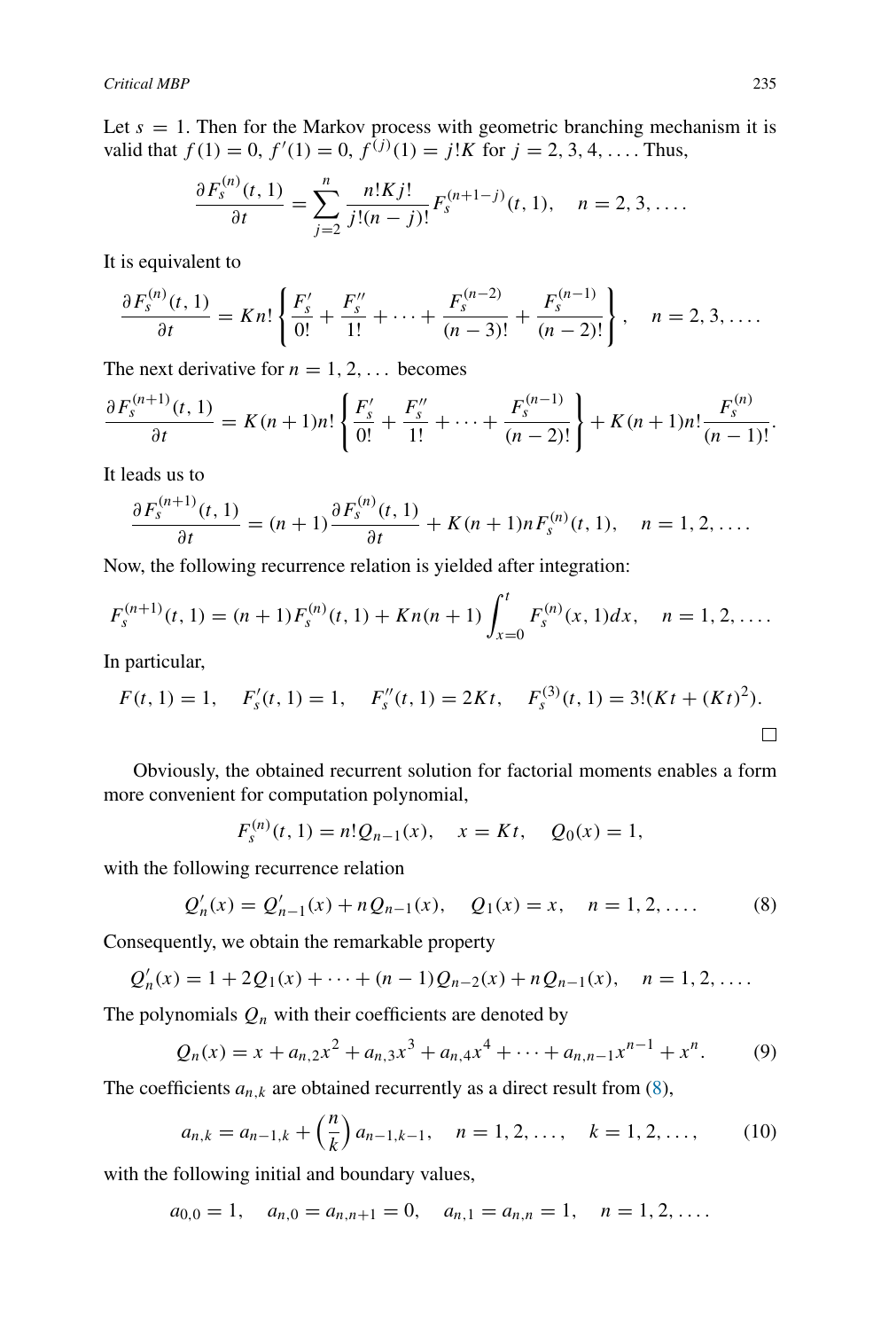Let $s = 1$. Then for the Markov process with geometric branching mechanism it is valid that $f(1) = 0$, $f'(1) = 0$, $f^{(j)}(1) = j!K$ for $j = 2, 3, 4, \ldots$. Thus,

$$\frac{\partial F_s^{(n)}(t,1)}{\partial t} = \sum_{j=2}^{n} \frac{n!Kj!}{j!(n-j)!} F_s^{(n+1-j)}(t,1), \quad n = 2, 3, \ldots.$$

It is equivalent to

$$\frac{\partial F_s^{(n)}(t,1)}{\partial t} = Kn! \left\{ \frac{F_s'}{0!} + \frac{F_s''}{1!} + \cdots + \frac{F_s^{(n-2)}}{(n-3)!} + \frac{F_s^{(n-1)}}{(n-2)!} \right\}, \quad n = 2, 3, \ldots.$$

The next derivative for $n = 1, 2, \ldots$ becomes

$$\frac{\partial F_s^{(n+1)}(t,1)}{\partial t} = K(n+1)n! \left\{ \frac{F_s'}{0!} + \frac{F_s''}{1!} + \cdots + \frac{F_s^{(n-1)}}{(n-2)!} \right\} + K(n+1)n! \frac{F_s^{(n)}}{(n-1)!}.$$

It leads us to

$$\frac{\partial F_s^{(n+1)}(t,1)}{\partial t} = (n+1)\frac{\partial F_s^{(n)}(t,1)}{\partial t} + K(n+1)nF_s^{(n)}(t,1), \quad n = 1, 2, \ldots.$$

Now, the following recurrence relation is yielded after integration:

$$F_s^{(n+1)}(t,1) = (n+1)F_s^{(n)}(t,1) + Kn(n+1)\int_{x=0}^{t} F_s^{(n)}(x,1)dx, \quad n = 1, 2, \ldots.$$

In particular,

$$F(t,1) = 1, \quad F_s'(t,1) = 1, \quad F_s''(t,1) = 2Kt, \quad F_s^{(3)}(t,1) = 3!(Kt + (Kt)^2).$$

□

Obviously, the obtained recurrent solution for factorial moments enables a form more convenient for computation polynomial,

$$F_s^{(n)}(t,1) = n!Q_{n-1}(x), \quad x = Kt, \quad Q_0(x) = 1,$$

with the following recurrence relation

$$Q_n'(x) = Q_{n-1}'(x) + nQ_{n-1}(x), \quad Q_1(x) = x, \quad n = 1, 2, \ldots. \tag{8}$$

Consequently, we obtain the remarkable property

$$Q_n'(x) = 1 + 2Q_1(x) + \cdots + (n-1)Q_{n-2}(x) + nQ_{n-1}(x), \quad n = 1, 2, \ldots.$$

The polynomials $Q_n$ with their coefficients are denoted by

$$Q_n(x) = x + a_{n,2}x^2 + a_{n,3}x^3 + a_{n,4}x^4 + \cdots + a_{n,n-1}x^{n-1} + x^n. \tag{9}$$

The coefficients $a_{n,k}$ are obtained recurrently as a direct result from (8),

$$a_{n,k} = a_{n-1,k} + \binom{n}{k} a_{n-1,k-1}, \quad n = 1, 2, \ldots, \quad k = 1, 2, \ldots, \tag{10}$$

with the following initial and boundary values,

$$a_{0,0} = 1, \quad a_{n,0} = a_{n,n+1} = 0, \quad a_{n,1} = a_{n,n} = 1, \quad n = 1, 2, \ldots.$$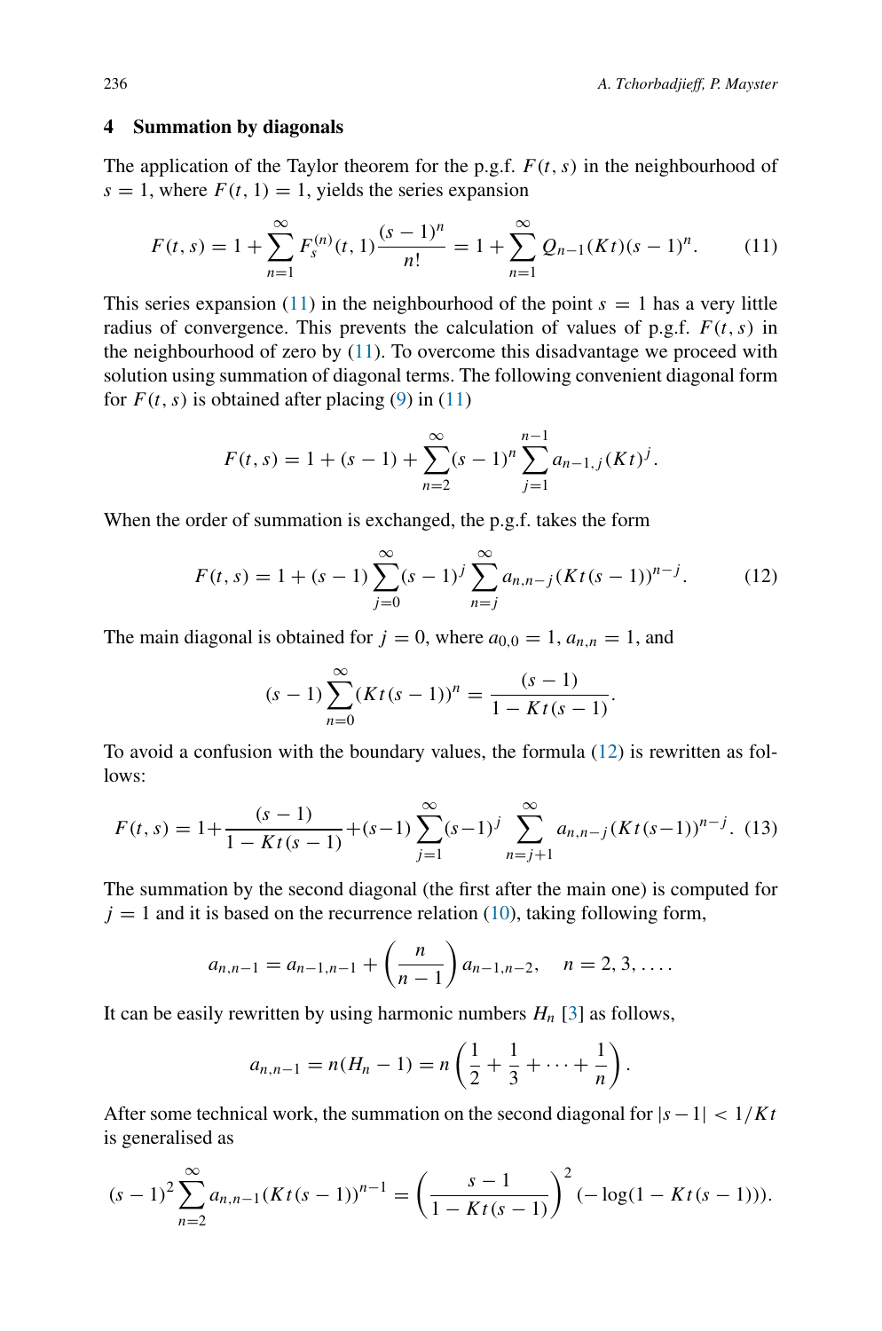## 4 Summation by diagonals

The application of the Taylor theorem for the p.g.f. $F(t, s)$ in the neighbourhood of $s = 1$, where $F(t, 1) = 1$, yields the series expansion

$$F(t, s) = 1 + \sum_{n=1}^{\infty} F_s^{(n)}(t, 1) \frac{(s-1)^n}{n!} = 1 + \sum_{n=1}^{\infty} Q_{n-1}(Kt)(s-1)^n. \tag{11}$$

This series expansion (11) in the neighbourhood of the point $s = 1$ has a very little radius of convergence. This prevents the calculation of values of p.g.f. $F(t, s)$ in the neighbourhood of zero by (11). To overcome this disadvantage we proceed with solution using summation of diagonal terms. The following convenient diagonal form for $F(t, s)$ is obtained after placing (9) in (11)

$$F(t, s) = 1 + (s-1) + \sum_{n=2}^{\infty} (s-1)^n \sum_{j=1}^{n-1} a_{n-1,j}(Kt)^j.$$

When the order of summation is exchanged, the p.g.f. takes the form

$$F(t, s) = 1 + (s-1) \sum_{j=0}^{\infty} (s-1)^j \sum_{n=j}^{\infty} a_{n,n-j}(Kt(s-1))^{n-j}. \tag{12}$$

The main diagonal is obtained for $j = 0$, where $a_{0,0} = 1$, $a_{n,n} = 1$, and

$$(s-1) \sum_{n=0}^{\infty} (Kt(s-1))^n = \frac{(s-1)}{1 - Kt(s-1)}.$$

To avoid a confusion with the boundary values, the formula (12) is rewritten as follows:

$$F(t, s) = 1 + \frac{(s-1)}{1 - Kt(s-1)} + (s-1) \sum_{j=1}^{\infty} (s-1)^j \sum_{n=j+1}^{\infty} a_{n,n-j}(Kt(s-1))^{n-j}. \tag{13}$$

The summation by the second diagonal (the first after the main one) is computed for $j = 1$ and it is based on the recurrence relation (10), taking following form,

$$a_{n,n-1} = a_{n-1,n-1} + \left(\frac{n}{n-1}\right) a_{n-1,n-2}, \quad n = 2, 3, \ldots.$$

It can be easily rewritten by using harmonic numbers $H_n$ [3] as follows,

$$a_{n,n-1} = n(H_n - 1) = n\left(\frac{1}{2} + \frac{1}{3} + \cdots + \frac{1}{n}\right).$$

After some technical work, the summation on the second diagonal for $|s-1| < 1/Kt$ is generalised as

$$(s-1)^2 \sum_{n=2}^{\infty} a_{n,n-1}(Kt(s-1))^{n-1} = \left(\frac{s-1}{1 - Kt(s-1)}\right)^2 (-\log(1 - Kt(s-1))).$$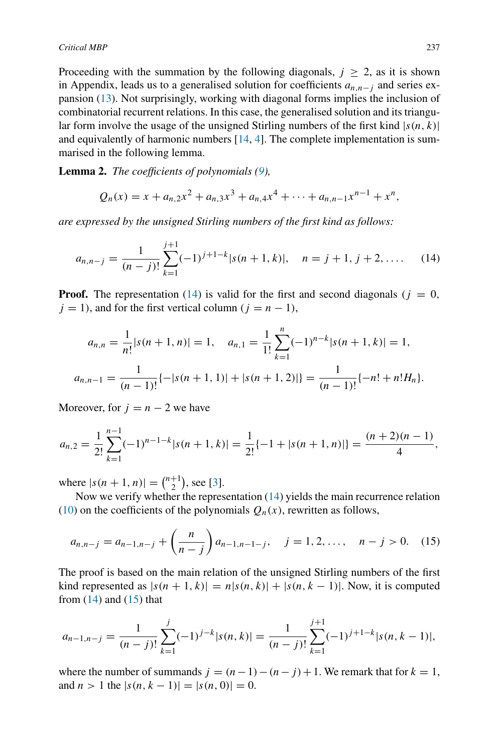Proceeding with the summation by the following diagonals, $j \geq 2$, as it is shown in Appendix, leads us to a generalised solution for coefficients $a_{n,n-j}$ and series expansion (13). Not surprisingly, working with diagonal forms implies the inclusion of combinatorial recurrent relations. In this case, the generalised solution and its triangular form involve the usage of the unsigned Stirling numbers of the first kind $|s(n,k)|$ and equivalently of harmonic numbers [14, 4]. The complete implementation is summarised in the following lemma.

**Lemma 2.** *The coefficients of polynomials (9),*

$$Q_n(x) = x + a_{n,2}x^2 + a_{n,3}x^3 + a_{n,4}x^4 + \cdots + a_{n,n-1}x^{n-1} + x^n,$$

*are expressed by the unsigned Stirling numbers of the first kind as follows:*

$$a_{n,n-j} = \frac{1}{(n-j)!} \sum_{k=1}^{j+1} (-1)^{j+1-k} |s(n+1,k)|, \quad n = j+1, j+2, \ldots. \tag{14}$$

**Proof.** The representation (14) is valid for the first and second diagonals ($j = 0$, $j = 1$), and for the first vertical column ($j = n-1$),

$$a_{n,n} = \frac{1}{n!}|s(n+1,n)| = 1, \quad a_{n,1} = \frac{1}{1!}\sum_{k=1}^{n}(-1)^{n-k}|s(n+1,k)| = 1,$$

$$a_{n,n-1} = \frac{1}{(n-1)!}\{-|s(n+1,1)| + |s(n+1,2)|\} = \frac{1}{(n-1)!}\{-n! + n!H_n\}.$$

Moreover, for $j = n-2$ we have

$$a_{n,2} = \frac{1}{2!}\sum_{k=1}^{n-1}(-1)^{n-1-k}|s(n+1,k)| = \frac{1}{2!}\{-1 + |s(n+1,n)|\} = \frac{(n+2)(n-1)}{4},$$

where $|s(n+1,n)| = \binom{n+1}{2}$, see [3].

Now we verify whether the representation (14) yields the main recurrence relation (10) on the coefficients of the polynomials $Q_n(x)$, rewritten as follows,

$$a_{n,n-j} = a_{n-1,n-j} + \binom{n}{n-j} a_{n-1,n-1-j}, \quad j = 1, 2, \ldots, \quad n - j > 0. \tag{15}$$

The proof is based on the main relation of the unsigned Stirling numbers of the first kind represented as $|s(n+1,k)| = n|s(n,k)| + |s(n,k-1)|$. Now, it is computed from (14) and (15) that

$$a_{n-1,n-j} = \frac{1}{(n-j)!}\sum_{k=1}^{j}(-1)^{j-k}|s(n,k)| = \frac{1}{(n-j)!}\sum_{k=1}^{j+1}(-1)^{j+1-k}|s(n,k-1)|,$$

where the number of summands $j = (n-1)-(n-j)+1$. We remark that for $k = 1$, and $n > 1$ the $|s(n,k-1)| = |s(n,0)| = 0$.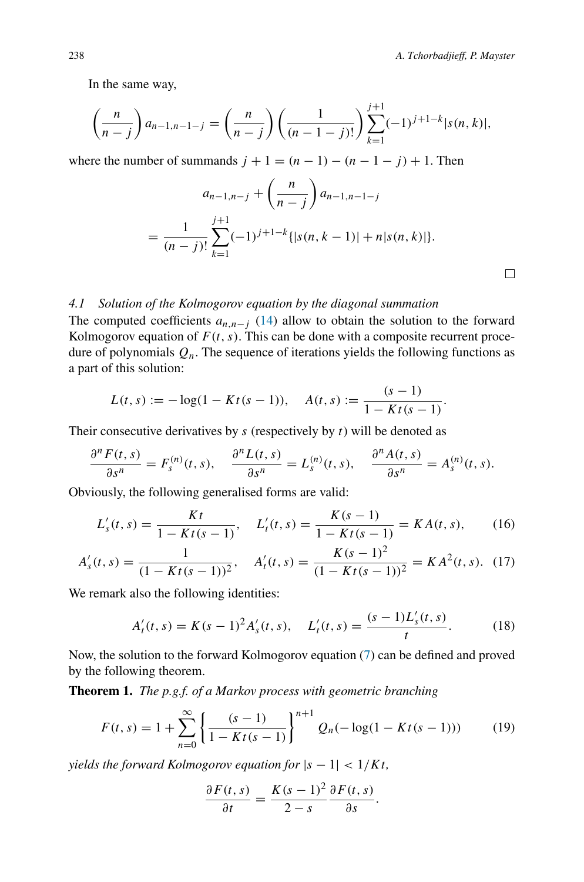In the same way,

$$\binom{n}{n-j} a_{n-1,n-1-j} = \binom{n}{n-j} \left(\frac{1}{(n-1-j)!}\right) \sum_{k=1}^{j+1} (-1)^{j+1-k} |s(n,k)|,$$

where the number of summands $j+1 = (n-1) - (n-1-j) + 1$. Then

$$a_{n-1,n-j} + \binom{n}{n-j} a_{n-1,n-1-j}$$
$$= \frac{1}{(n-j)!} \sum_{k=1}^{j+1} (-1)^{j+1-k} \{|s(n,k-1)| + n|s(n,k)|\}.$$

□

### 4.1 Solution of the Kolmogorov equation by the diagonal summation

The computed coefficients $a_{n,n-j}$ (14) allow to obtain the solution to the forward Kolmogorov equation of $F(t,s)$. This can be done with a composite recurrent procedure of polynomials $Q_n$. The sequence of iterations yields the following functions as a part of this solution:

$$L(t,s) := -\log(1 - Kt(s-1)), \quad A(t,s) := \frac{(s-1)}{1 - Kt(s-1)}.$$

Their consecutive derivatives by $s$ (respectively by $t$) will be denoted as

$$\frac{\partial^n F(t,s)}{\partial s^n} = F_s^{(n)}(t,s), \quad \frac{\partial^n L(t,s)}{\partial s^n} = L_s^{(n)}(t,s), \quad \frac{\partial^n A(t,s)}{\partial s^n} = A_s^{(n)}(t,s).$$

Obviously, the following generalised forms are valid:

$$L_s'(t,s) = \frac{Kt}{1 - Kt(s-1)}, \quad L_t'(t,s) = \frac{K(s-1)}{1 - Kt(s-1)} = KA(t,s), \tag{16}$$

$$A_s'(t,s) = \frac{1}{(1 - Kt(s-1))^2}, \quad A_t'(t,s) = \frac{K(s-1)^2}{(1 - Kt(s-1))^2} = KA^2(t,s). \tag{17}$$

We remark also the following identities:

$$A_t'(t,s) = K(s-1)^2 A_s'(t,s), \quad L_t'(t,s) = \frac{(s-1)L_s'(t,s)}{t}. \tag{18}$$

Now, the solution to the forward Kolmogorov equation (7) can be defined and proved by the following theorem.

**Theorem 1.** *The p.g.f. of a Markov process with geometric branching*

$$F(t,s) = 1 + \sum_{n=0}^{\infty} \left\{\frac{(s-1)}{1 - Kt(s-1)}\right\}^{n+1} Q_n(-\log(1 - Kt(s-1))) \tag{19}$$

*yields the forward Kolmogorov equation for $|s-1| < 1/Kt$,*

$$\frac{\partial F(t,s)}{\partial t} = \frac{K(s-1)^2}{2-s} \frac{\partial F(t,s)}{\partial s}.$$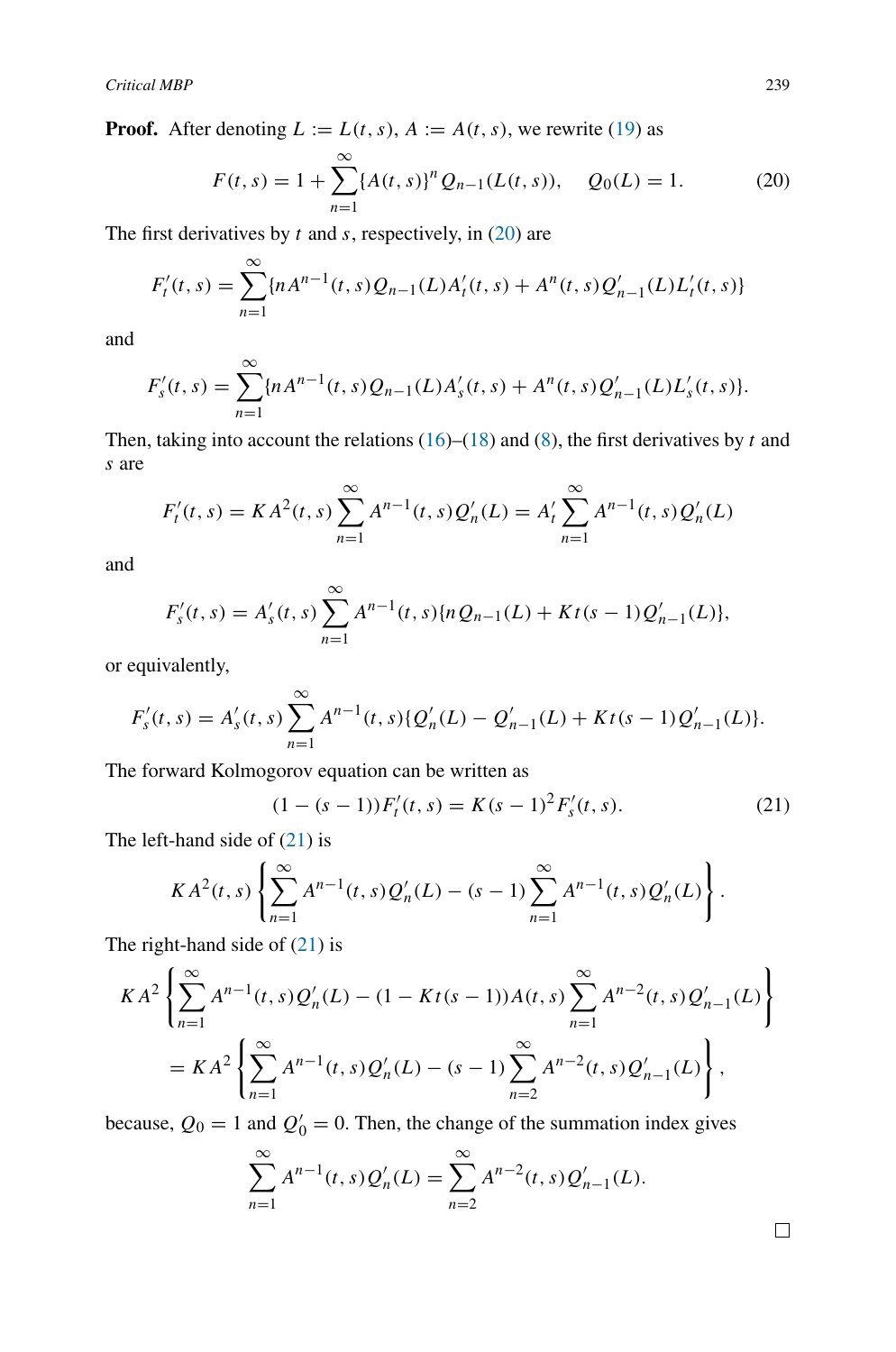**Proof.** After denoting $L := L(t, s)$, $A := A(t, s)$, we rewrite (19) as

$$F(t, s) = 1 + \sum_{n=1}^{\infty} \{A(t, s)\}^n Q_{n-1}(L(t, s)), \quad Q_0(L) = 1. \tag{20}$$

The first derivatives by $t$ and $s$, respectively, in (20) are

$$F_t'(t, s) = \sum_{n=1}^{\infty} \{nA^{n-1}(t, s)Q_{n-1}(L)A_t'(t, s) + A^n(t, s)Q_{n-1}'(L)L_t'(t, s)\}$$

and

$$F_s'(t, s) = \sum_{n=1}^{\infty} \{nA^{n-1}(t, s)Q_{n-1}(L)A_s'(t, s) + A^n(t, s)Q_{n-1}'(L)L_s'(t, s)\}.$$

Then, taking into account the relations (16)–(18) and (8), the first derivatives by $t$ and $s$ are

$$F_t'(t, s) = KA^2(t, s) \sum_{n=1}^{\infty} A^{n-1}(t, s)Q_n'(L) = A_t' \sum_{n=1}^{\infty} A^{n-1}(t, s)Q_n'(L)$$

and

$$F_s'(t, s) = A_s'(t, s) \sum_{n=1}^{\infty} A^{n-1}(t, s)\{nQ_{n-1}(L) + Kt(s-1)Q_{n-1}'(L)\},$$

or equivalently,

$$F_s'(t, s) = A_s'(t, s) \sum_{n=1}^{\infty} A^{n-1}(t, s)\{Q_n'(L) - Q_{n-1}'(L) + Kt(s-1)Q_{n-1}'(L)\}.$$

The forward Kolmogorov equation can be written as

$$(1 - (s-1))F_t'(t, s) = K(s-1)^2 F_s'(t, s). \tag{21}$$

The left-hand side of (21) is

$$KA^2(t, s) \left\{ \sum_{n=1}^{\infty} A^{n-1}(t, s)Q_n'(L) - (s-1) \sum_{n=1}^{\infty} A^{n-1}(t, s)Q_n'(L) \right\}.$$

The right-hand side of (21) is

$$KA^2 \left\{ \sum_{n=1}^{\infty} A^{n-1}(t, s)Q_n'(L) - (1 - Kt(s-1))A(t, s) \sum_{n=1}^{\infty} A^{n-2}(t, s)Q_{n-1}'(L) \right\}$$
$$= KA^2 \left\{ \sum_{n=1}^{\infty} A^{n-1}(t, s)Q_n'(L) - (s-1) \sum_{n=2}^{\infty} A^{n-2}(t, s)Q_{n-1}'(L) \right\},$$

because, $Q_0 = 1$ and $Q_0' = 0$. Then, the change of the summation index gives

$$\sum_{n=1}^{\infty} A^{n-1}(t, s)Q_n'(L) = \sum_{n=2}^{\infty} A^{n-2}(t, s)Q_{n-1}'(L).$$

□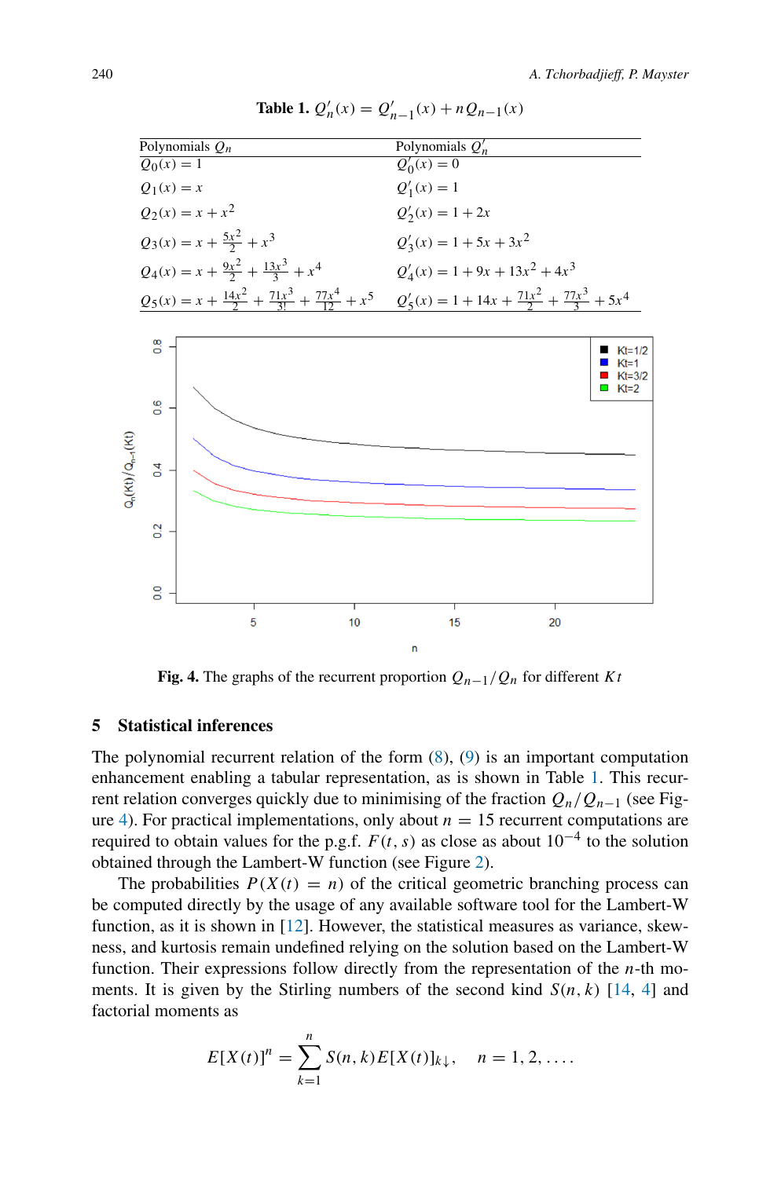**Table 1.** $Q_n'(x) = Q_{n-1}'(x) + nQ_{n-1}(x)$

| Polynomials $Q_n$ | Polynomials $Q_n'$ |
|---|---|
| $Q_0(x) = 1$ | $Q_0'(x) = 0$ |
| $Q_1(x) = x$ | $Q_1'(x) = 1$ |
| $Q_2(x) = x + x^2$ | $Q_2'(x) = 1 + 2x$ |
| $Q_3(x) = x + \frac{5x^2}{2} + x^3$ | $Q_3'(x) = 1 + 5x + 3x^2$ |
| $Q_4(x) = x + \frac{9x^2}{2} + \frac{13x^3}{3} + x^4$ | $Q_4'(x) = 1 + 9x + 13x^2 + 4x^3$ |
| $Q_5(x) = x + \frac{14x^2}{2} + \frac{71x^3}{3!} + \frac{77x^4}{12} + x^5$ | $Q_5'(x) = 1 + 14x + \frac{71x^2}{2} + \frac{77x^3}{3} + 5x^4$ |

**Fig. 4.** The graphs of the recurrent proportion $Q_{n-1}/Q_n$ for different $Kt$

## 5 Statistical inferences

The polynomial recurrent relation of the form (8), (9) is an important computation enhancement enabling a tabular representation, as is shown in Table 1. This recurrent relation converges quickly due to minimising of the fraction $Q_n/Q_{n-1}$ (see Figure 4). For practical implementations, only about $n = 15$ recurrent computations are required to obtain values for the p.g.f. $F(t,s)$ as close as about $10^{-4}$ to the solution obtained through the Lambert-W function (see Figure 2).

The probabilities $P(X(t) = n)$ of the critical geometric branching process can be computed directly by the usage of any available software tool for the Lambert-W function, as it is shown in [12]. However, the statistical measures as variance, skewness, and kurtosis remain undefined relying on the solution based on the Lambert-W function. Their expressions follow directly from the representation of the $n$-th moments. It is given by the Stirling numbers of the second kind $S(n,k)$ [14, 4] and factorial moments as

$$E[X(t)]^n = \sum_{k=1}^{n} S(n,k) E[X(t)]_{k\downarrow}, \quad n = 1, 2, \ldots.$$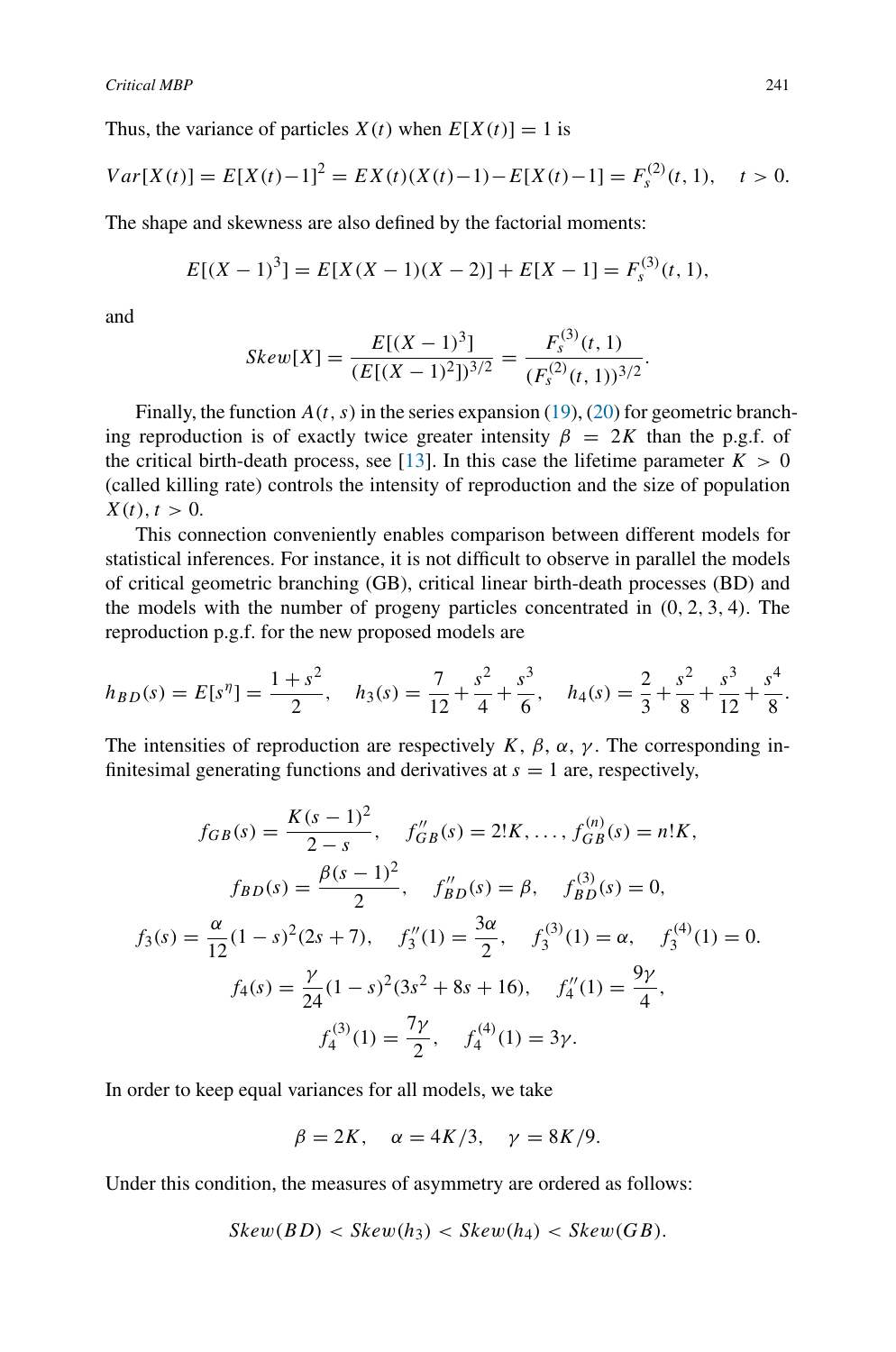Thus, the variance of particles $X(t)$ when $E[X(t)] = 1$ is

$$Var[X(t)] = E[X(t)-1]^2 = EX(t)(X(t)-1) - E[X(t)-1] = F_s^{(2)}(t,1), \quad t > 0.$$

The shape and skewness are also defined by the factorial moments:

$$E[(X-1)^3] = E[X(X-1)(X-2)] + E[X-1] = F_s^{(3)}(t,1),$$

and

$$Skew[X] = \frac{E[(X-1)^3]}{(E[(X-1)^2])^{3/2}} = \frac{F_s^{(3)}(t,1)}{(F_s^{(2)}(t,1))^{3/2}}.$$

Finally, the function $A(t,s)$ in the series expansion (19), (20) for geometric branching reproduction is of exactly twice greater intensity $\beta = 2K$ than the p.g.f. of the critical birth-death process, see [13]. In this case the lifetime parameter $K > 0$ (called killing rate) controls the intensity of reproduction and the size of population $X(t), t > 0$.

This connection conveniently enables comparison between different models for statistical inferences. For instance, it is not difficult to observe in parallel the models of critical geometric branching (GB), critical linear birth-death processes (BD) and the models with the number of progeny particles concentrated in $(0,2,3,4)$. The reproduction p.g.f. for the new proposed models are

$$h_{BD}(s) = E[s^{\eta}] = \frac{1+s^2}{2}, \quad h_3(s) = \frac{7}{12} + \frac{s^2}{4} + \frac{s^3}{6}, \quad h_4(s) = \frac{2}{3} + \frac{s^2}{8} + \frac{s^3}{12} + \frac{s^4}{8}.$$

The intensities of reproduction are respectively $K, \beta, \alpha, \gamma$. The corresponding infinitesimal generating functions and derivatives at $s = 1$ are, respectively,

$$f_{GB}(s) = \frac{K(s-1)^2}{2-s}, \quad f''_{GB}(s) = 2!K, \ldots, f^{(n)}_{GB}(s) = n!K,$$

$$f_{BD}(s) = \frac{\beta(s-1)^2}{2}, \quad f''_{BD}(s) = \beta, \quad f^{(3)}_{BD}(s) = 0,$$

$$f_3(s) = \frac{\alpha}{12}(1-s)^2(2s+7), \quad f''_3(1) = \frac{3\alpha}{2}, \quad f^{(3)}_3(1) = \alpha, \quad f^{(4)}_3(1) = 0.$$

$$f_4(s) = \frac{\gamma}{24}(1-s)^2(3s^2+8s+16), \quad f''_4(1) = \frac{9\gamma}{4},$$

$$f^{(3)}_4(1) = \frac{7\gamma}{2}, \quad f^{(4)}_4(1) = 3\gamma.$$

In order to keep equal variances for all models, we take

$$\beta = 2K, \quad \alpha = 4K/3, \quad \gamma = 8K/9.$$

Under this condition, the measures of asymmetry are ordered as follows:

$$Skew(BD) < Skew(h_3) < Skew(h_4) < Skew(GB).$$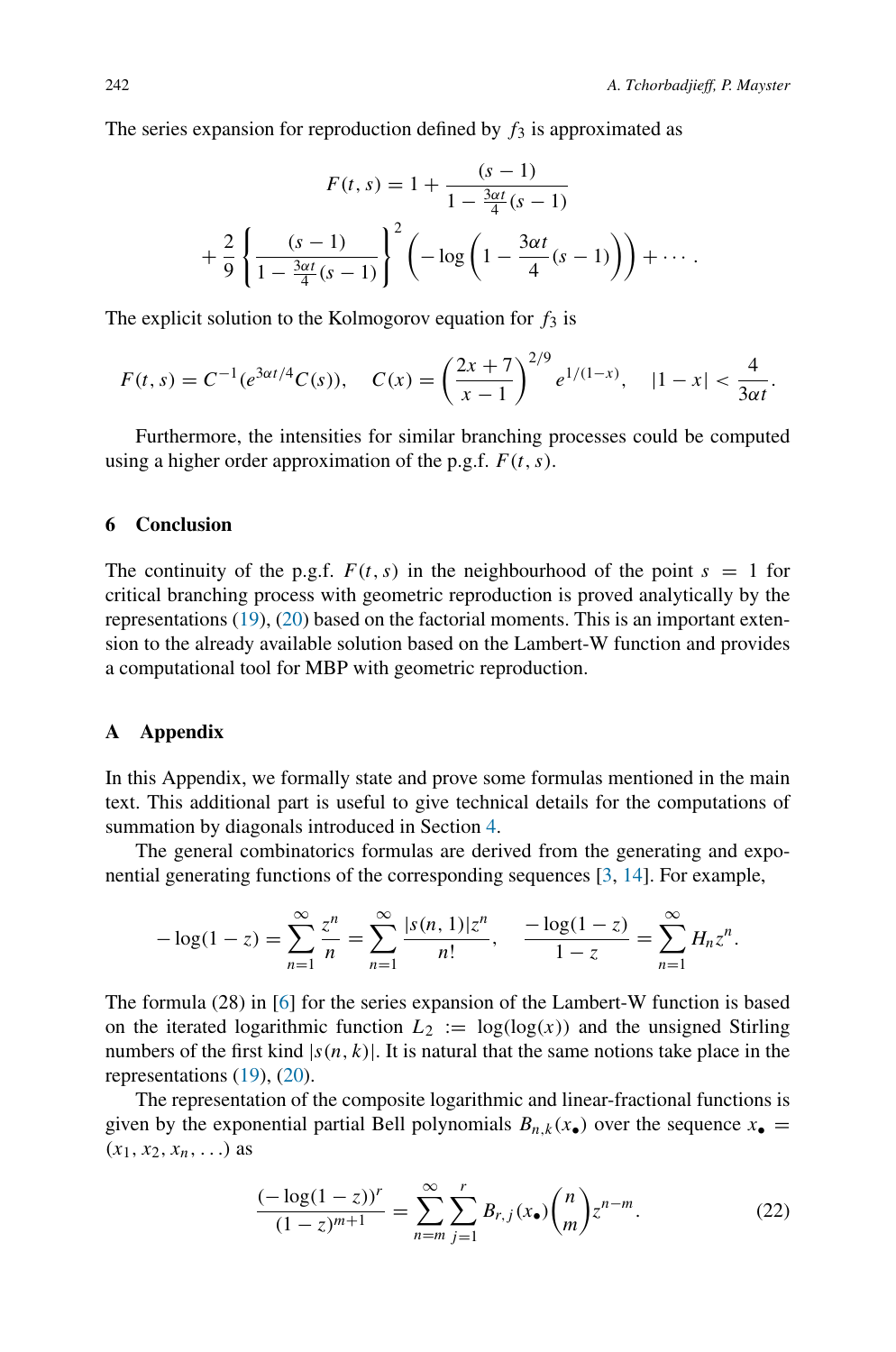The series expansion for reproduction defined by $f_3$ is approximated as

$$F(t,s) = 1 + \frac{(s-1)}{1 - \frac{3\alpha t}{4}(s-1)}$$
$$+ \frac{2}{9}\left\{\frac{(s-1)}{1-\frac{3\alpha t}{4}(s-1)}\right\}^2 \left(-\log\left(1 - \frac{3\alpha t}{4}(s-1)\right)\right) + \cdots .$$

The explicit solution to the Kolmogorov equation for $f_3$ is

$$F(t,s) = C^{-1}(e^{3\alpha t/4}C(s)), \quad C(x) = \left(\frac{2x+7}{x-1}\right)^{2/9} e^{1/(1-x)}, \quad |1-x| < \frac{4}{3\alpha t}.$$

Furthermore, the intensities for similar branching processes could be computed using a higher order approximation of the p.g.f. $F(t,s)$.

## 6 Conclusion

The continuity of the p.g.f. $F(t,s)$ in the neighbourhood of the point $s = 1$ for critical branching process with geometric reproduction is proved analytically by the representations (19), (20) based on the factorial moments. This is an important extension to the already available solution based on the Lambert-W function and provides a computational tool for MBP with geometric reproduction.

## A Appendix

In this Appendix, we formally state and prove some formulas mentioned in the main text. This additional part is useful to give technical details for the computations of summation by diagonals introduced in Section 4.

The general combinatorics formulas are derived from the generating and exponential generating functions of the corresponding sequences [3, 14]. For example,

$$-\log(1-z) = \sum_{n=1}^{\infty} \frac{z^n}{n} = \sum_{n=1}^{\infty} \frac{|s(n,1)|z^n}{n!}, \quad \frac{-\log(1-z)}{1-z} = \sum_{n=1}^{\infty} H_n z^n.$$

The formula (28) in [6] for the series expansion of the Lambert-W function is based on the iterated logarithmic function $L_2 := \log(\log(x))$ and the unsigned Stirling numbers of the first kind $|s(n,k)|$. It is natural that the same notions take place in the representations (19), (20).

The representation of the composite logarithmic and linear-fractional functions is given by the exponential partial Bell polynomials $B_{n,k}(x_\bullet)$ over the sequence $x_\bullet = (x_1, x_2, x_n, \ldots)$ as

$$\frac{(-\log(1-z))^r}{(1-z)^{m+1}} = \sum_{n=m}^{\infty} \sum_{j=1}^{r} B_{r,j}(x_\bullet) \binom{n}{m} z^{n-m}. \tag{22}$$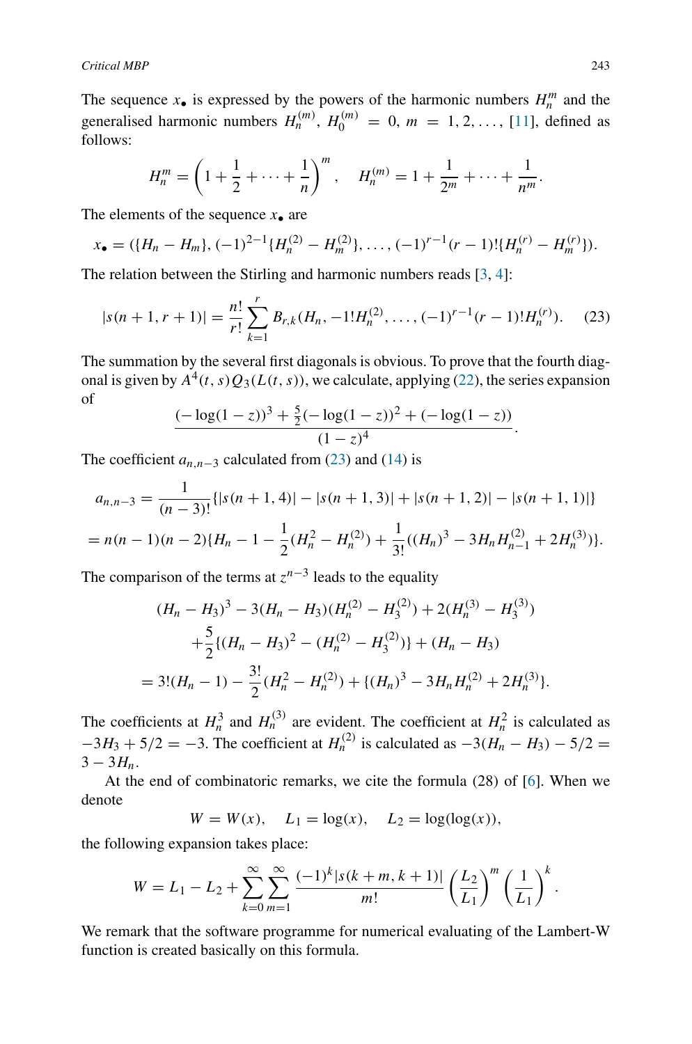The sequence $x_\bullet$ is expressed by the powers of the harmonic numbers $H_n^m$ and the generalised harmonic numbers $H_n^{(m)}$, $H_0^{(m)} = 0$, $m = 1, 2, \ldots$, [11], defined as follows:

$$H_n^m = \left(1 + \frac{1}{2} + \cdots + \frac{1}{n}\right)^m, \quad H_n^{(m)} = 1 + \frac{1}{2^m} + \cdots + \frac{1}{n^m}.$$

The elements of the sequence $x_\bullet$ are

$$x_\bullet = (\{H_n - H_m\}, (-1)^{2-1}\{H_n^{(2)} - H_m^{(2)}\}, \ldots, (-1)^{r-1}(r-1)!\{H_n^{(r)} - H_m^{(r)}\}).$$

The relation between the Stirling and harmonic numbers reads [3, 4]:

$$|s(n+1, r+1)| = \frac{n!}{r!} \sum_{k=1}^{r} B_{r,k}(H_n, -1!H_n^{(2)}, \ldots, (-1)^{r-1}(r-1)!H_n^{(r)}). \tag{23}$$

The summation by the several first diagonals is obvious. To prove that the fourth diagonal is given by $A^4(t, s)Q_3(L(t, s))$, we calculate, applying (22), the series expansion of

$$\frac{(-\log(1-z))^3 + \frac{5}{2}(-\log(1-z))^2 + (-\log(1-z))}{(1-z)^4}.$$

The coefficient $a_{n,n-3}$ calculated from (23) and (14) is

$$a_{n,n-3} = \frac{1}{(n-3)!}\{|s(n+1, 4)| - |s(n+1, 3)| + |s(n+1, 2)| - |s(n+1, 1)|\}$$
$$= n(n-1)(n-2)\{H_n - 1 - \frac{1}{2}(H_n^2 - H_n^{(2)}) + \frac{1}{3!}((H_n)^3 - 3H_n H_{n-1}^{(2)} + 2H_n^{(3)})\}.$$

The comparison of the terms at $z^{n-3}$ leads to the equality

$$\begin{aligned}
&(H_n - H_3)^3 - 3(H_n - H_3)(H_n^{(2)} - H_3^{(2)}) + 2(H_n^{(3)} - H_3^{(3)}) \\
&\quad + \frac{5}{2}\{(H_n - H_3)^2 - (H_n^{(2)} - H_3^{(2)})\} + (H_n - H_3) \\
&= 3!(H_n - 1) - \frac{3!}{2}(H_n^2 - H_n^{(2)}) + \{(H_n)^3 - 3H_n H_n^{(2)} + 2H_n^{(3)}\}.
\end{aligned}$$

The coefficients at $H_n^3$ and $H_n^{(3)}$ are evident. The coefficient at $H_n^2$ is calculated as $-3H_3 + 5/2 = -3$. The coefficient at $H_n^{(2)}$ is calculated as $-3(H_n - H_3) - 5/2 = 3 - 3H_n$.

At the end of combinatoric remarks, we cite the formula (28) of [6]. When we denote

$$W = W(x), \quad L_1 = \log(x), \quad L_2 = \log(\log(x)),$$

the following expansion takes place:

$$W = L_1 - L_2 + \sum_{k=0}^{\infty} \sum_{m=1}^{\infty} \frac{(-1)^k |s(k+m, k+1)|}{m!} \left(\frac{L_2}{L_1}\right)^m \left(\frac{1}{L_1}\right)^k.$$

We remark that the software programme for numerical evaluating of the Lambert-W function is created basically on this formula.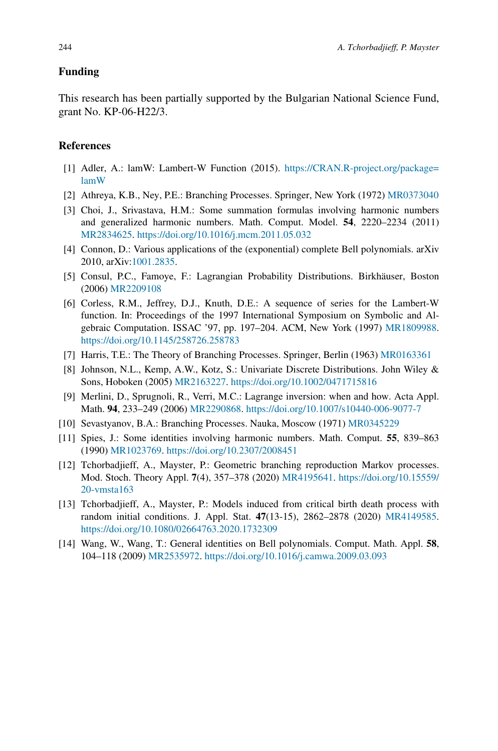## Funding

This research has been partially supported by the Bulgarian National Science Fund, grant No. KP-06-H22/3.

## References

[1] Adler, A.: lamW: Lambert-W Function (2015). https://CRAN.R-project.org/package=lamW

[2] Athreya, K.B., Ney, P.E.: Branching Processes. Springer, New York (1972) MR0373040

[3] Choi, J., Srivastava, H.M.: Some summation formulas involving harmonic numbers and generalized harmonic numbers. Math. Comput. Model. **54**, 2220–2234 (2011) MR2834625. https://doi.org/10.1016/j.mcm.2011.05.032

[4] Connon, D.: Various applications of the (exponential) complete Bell polynomials. arXiv 2010, arXiv:1001.2835.

[5] Consul, P.C., Famoye, F.: Lagrangian Probability Distributions. Birkhäuser, Boston (2006) MR2209108

[6] Corless, R.M., Jeffrey, D.J., Knuth, D.E.: A sequence of series for the Lambert-W function. In: Proceedings of the 1997 International Symposium on Symbolic and Algebraic Computation. ISSAC '97, pp. 197–204. ACM, New York (1997) MR1809988. https://doi.org/10.1145/258726.258783

[7] Harris, T.E.: The Theory of Branching Processes. Springer, Berlin (1963) MR0163361

[8] Johnson, N.L., Kemp, A.W., Kotz, S.: Univariate Discrete Distributions. John Wiley & Sons, Hoboken (2005) MR2163227. https://doi.org/10.1002/0471715816

[9] Merlini, D., Sprugnoli, R., Verri, M.C.: Lagrange inversion: when and how. Acta Appl. Math. **94**, 233–249 (2006) MR2290868. https://doi.org/10.1007/s10440-006-9077-7

[10] Sevastyanov, B.A.: Branching Processes. Nauka, Moscow (1971) MR0345229

[11] Spies, J.: Some identities involving harmonic numbers. Math. Comput. **55**, 839–863 (1990) MR1023769. https://doi.org/10.2307/2008451

[12] Tchorbadjieff, A., Mayster, P.: Geometric branching reproduction Markov processes. Mod. Stoch. Theory Appl. **7**(4), 357–378 (2020) MR4195641. https://doi.org/10.15559/20-vmsta163

[13] Tchorbadjieff, A., Mayster, P.: Models induced from critical birth death process with random initial conditions. J. Appl. Stat. **47**(13-15), 2862–2878 (2020) MR4149585. https://doi.org/10.1080/02664763.2020.1732309

[14] Wang, W., Wang, T.: General identities on Bell polynomials. Comput. Math. Appl. **58**, 104–118 (2009) MR2535972. https://doi.org/10.1016/j.camwa.2009.03.093